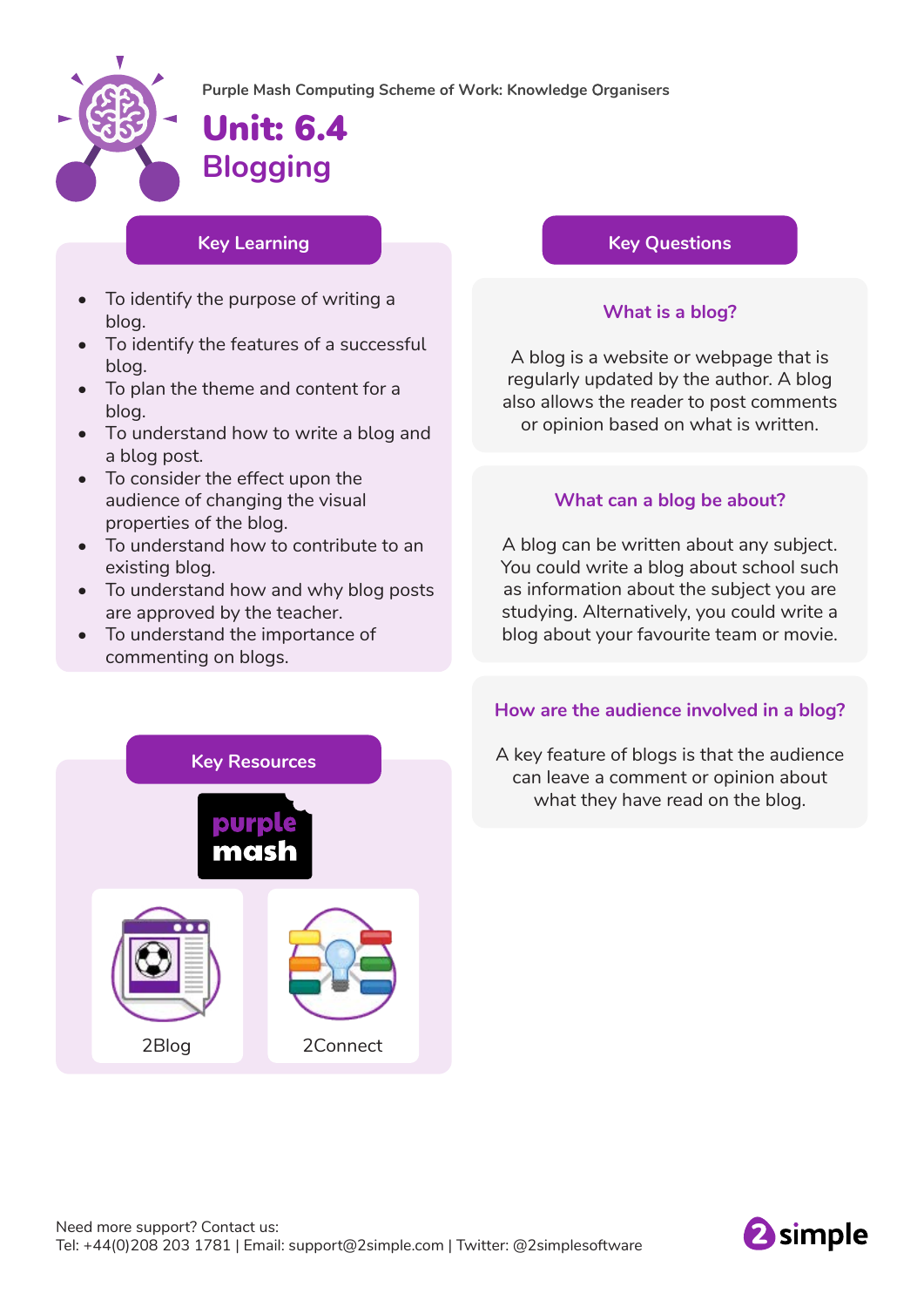Purple Mash Computing Scheme of Work: Knowledge Organisers

# Unit: 6.4
## Blogging

### Key Learning

- To identify the purpose of writing a blog.
- To identify the features of a successful blog.
- To plan the theme and content for a blog.
- To understand how to write a blog and a blog post.
- To consider the effect upon the audience of changing the visual properties of the blog.
- To understand how to contribute to an existing blog.
- To understand how and why blog posts are approved by the teacher.
- To understand the importance of commenting on blogs.

### Key Questions

#### What is a blog?

A blog is a website or webpage that is regularly updated by the author. A blog also allows the reader to post comments or opinion based on what is written.

#### What can a blog be about?

A blog can be written about any subject. You could write a blog about school such as information about the subject you are studying. Alternatively, you could write a blog about your favourite team or movie.

#### How are the audience involved in a blog?

A key feature of blogs is that the audience can leave a comment or opinion about what they have read on the blog.

### Key Resources

purple mash

2Blog

2Connect

Need more support? Contact us:
Tel: +44(0)208 203 1781 | Email: support@2simple.com | Twitter: @2simplesoftware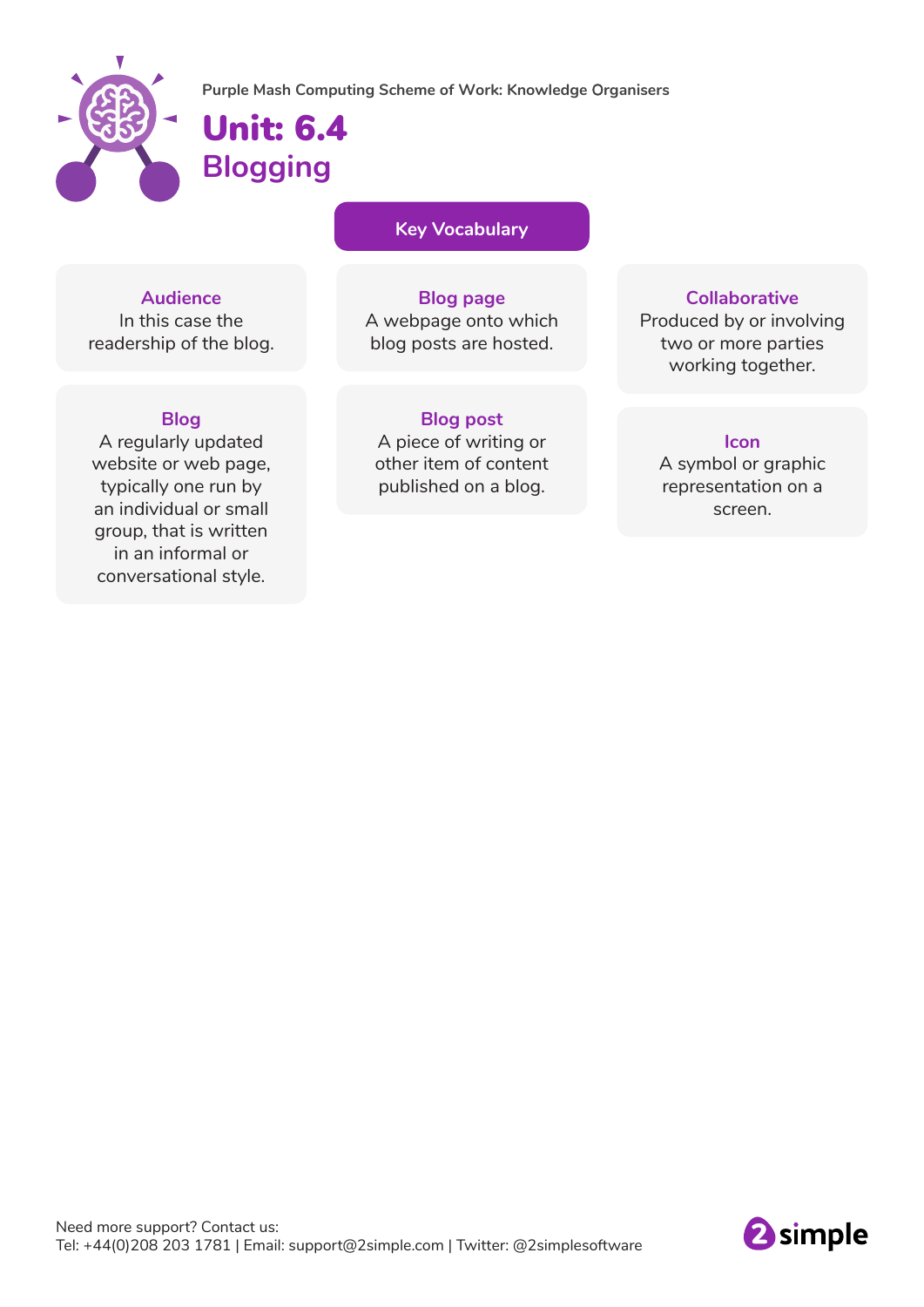Purple Mash Computing Scheme of Work: Knowledge Organisers

# Unit: 6.4
## Blogging

### Key Vocabulary

**Audience**
In this case the readership of the blog.

**Blog page**
A webpage onto which blog posts are hosted.

**Collaborative**
Produced by or involving two or more parties working together.

**Blog**
A regularly updated website or web page, typically one run by an individual or small group, that is written in an informal or conversational style.

**Blog post**
A piece of writing or other item of content published on a blog.

**Icon**
A symbol or graphic representation on a screen.

Need more support? Contact us:
Tel: +44(0)208 203 1781 | Email: support@2simple.com | Twitter: @2simplesoftware

2simple